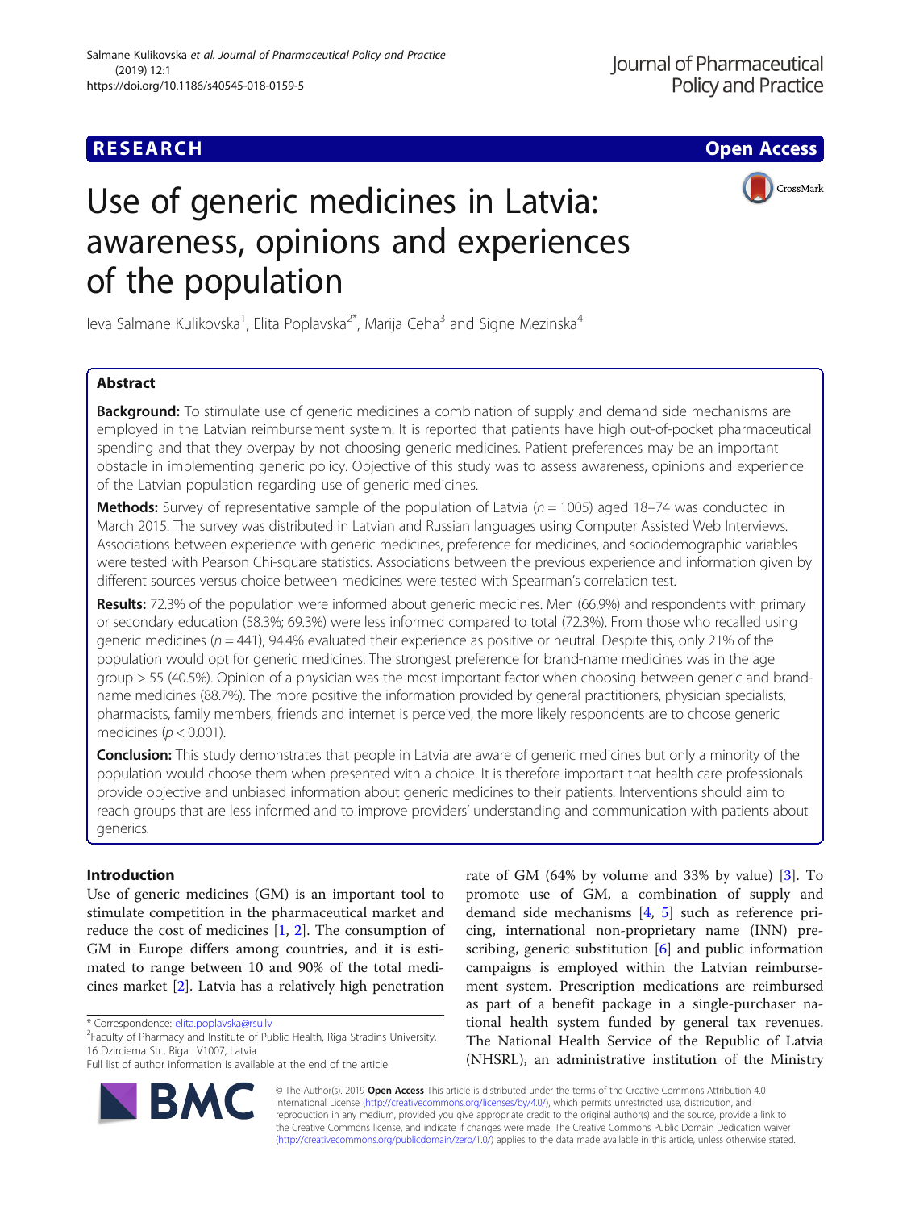# Use of generic medicines in Latvia: awareness, opinions and experiences of the population

Ieva Salmane Kulikovska[1], Elita Poplavska[2*], Marija Ceha[3] and Signe Mezinska[4]

## Abstract

**Background:** To stimulate use of generic medicines a combination of supply and demand side mechanisms are employed in the Latvian reimbursement system. It is reported that patients have high out-of-pocket pharmaceutical spending and that they overpay by not choosing generic medicines. Patient preferences may be an important obstacle in implementing generic policy. Objective of this study was to assess awareness, opinions and experience of the Latvian population regarding use of generic medicines.

**Methods:** Survey of representative sample of the population of Latvia ($n = 1005$) aged 18–74 was conducted in March 2015. The survey was distributed in Latvian and Russian languages using Computer Assisted Web Interviews. Associations between experience with generic medicines, preference for medicines, and sociodemographic variables were tested with Pearson Chi-square statistics. Associations between the previous experience and information given by different sources versus choice between medicines were tested with Spearman's correlation test.

**Results:** 72.3% of the population were informed about generic medicines. Men (66.9%) and respondents with primary or secondary education (58.3%; 69.3%) were less informed compared to total (72.3%). From those who recalled using generic medicines ($n = 441$), 94.4% evaluated their experience as positive or neutral. Despite this, only 21% of the population would opt for generic medicines. The strongest preference for brand-name medicines was in the age group > 55 (40.5%). Opinion of a physician was the most important factor when choosing between generic and brand-name medicines (88.7%). The more positive the information provided by general practitioners, physician specialists, pharmacists, family members, friends and internet is perceived, the more likely respondents are to choose generic medicines ($p < 0.001$).

**Conclusion:** This study demonstrates that people in Latvia are aware of generic medicines but only a minority of the population would choose them when presented with a choice. It is therefore important that health care professionals provide objective and unbiased information about generic medicines to their patients. Interventions should aim to reach groups that are less informed and to improve providers' understanding and communication with patients about generics.

## Introduction

Use of generic medicines (GM) is an important tool to stimulate competition in the pharmaceutical market and reduce the cost of medicines [1, 2]. The consumption of GM in Europe differs among countries, and it is estimated to range between 10 and 90% of the total medicines market [2]. Latvia has a relatively high penetration rate of GM (64% by volume and 33% by value) [3]. To promote use of GM, a combination of supply and demand side mechanisms [4, 5] such as reference pricing, international non-proprietary name (INN) prescribing, generic substitution [6] and public information campaigns is employed within the Latvian reimbursement system. Prescription medications are reimbursed as part of a benefit package in a single-purchaser national health system funded by general tax revenues. The National Health Service of the Republic of Latvia (NHSRL), an administrative institution of the Ministry

\* Correspondence: elita.poplavska@rsu.lv

[2]Faculty of Pharmacy and Institute of Public Health, Riga Stradins University, 16 Dzirciema Str., Riga LV1007, Latvia

Full list of author information is available at the end of the article

© The Author(s). 2019 **Open Access** This article is distributed under the terms of the Creative Commons Attribution 4.0 International License (http://creativecommons.org/licenses/by/4.0/), which permits unrestricted use, distribution, and reproduction in any medium, provided you give appropriate credit to the original author(s) and the source, provide a link to the Creative Commons license, and indicate if changes were made. The Creative Commons Public Domain Dedication waiver (http://creativecommons.org/publicdomain/zero/1.0/) applies to the data made available in this article, unless otherwise stated.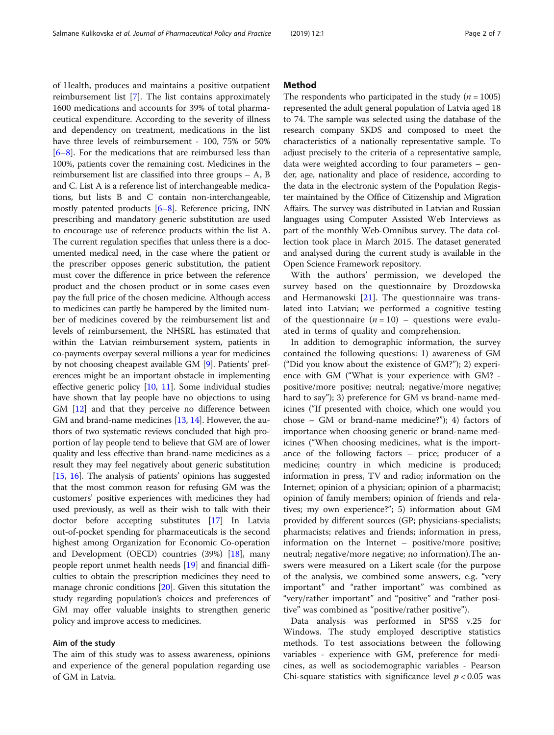of Health, produces and maintains a positive outpatient reimbursement list [7]. The list contains approximately 1600 medications and accounts for 39% of total pharmaceutical expenditure. According to the severity of illness and dependency on treatment, medications in the list have three levels of reimbursement - 100, 75% or 50% [6–8]. For the medications that are reimbursed less than 100%, patients cover the remaining cost. Medicines in the reimbursement list are classified into three groups – A, B and C. List A is a reference list of interchangeable medications, but lists B and C contain non-interchangeable, mostly patented products [6–8]. Reference pricing, INN prescribing and mandatory generic substitution are used to encourage use of reference products within the list A. The current regulation specifies that unless there is a documented medical need, in the case where the patient or the prescriber opposes generic substitution, the patient must cover the difference in price between the reference product and the chosen product or in some cases even pay the full price of the chosen medicine. Although access to medicines can partly be hampered by the limited number of medicines covered by the reimbursement list and levels of reimbursement, the NHSRL has estimated that within the Latvian reimbursement system, patients in co-payments overpay several millions a year for medicines by not choosing cheapest available GM [9]. Patients' preferences might be an important obstacle in implementing effective generic policy [10, 11]. Some individual studies have shown that lay people have no objections to using GM [12] and that they perceive no difference between GM and brand-name medicines [13, 14]. However, the authors of two systematic reviews concluded that high proportion of lay people tend to believe that GM are of lower quality and less effective than brand-name medicines as a result they may feel negatively about generic substitution [15, 16]. The analysis of patients' opinions has suggested that the most common reason for refusing GM was the customers' positive experiences with medicines they had used previously, as well as their wish to talk with their doctor before accepting substitutes [17] In Latvia out-of-pocket spending for pharmaceuticals is the second highest among Organization for Economic Co-operation and Development (OECD) countries (39%) [18], many people report unmet health needs [19] and financial difficulties to obtain the prescription medicines they need to manage chronic conditions [20]. Given this situtation the study regarding population's choices and preferences of GM may offer valuable insights to strengthen generic policy and improve access to medicines.

### Aim of the study

The aim of this study was to assess awareness, opinions and experience of the general population regarding use of GM in Latvia.

## Method

The respondents who participated in the study ($n = 1005$) represented the adult general population of Latvia aged 18 to 74. The sample was selected using the database of the research company SKDS and composed to meet the characteristics of a nationally representative sample. To adjust precisely to the criteria of a representative sample, data were weighted according to four parameters – gender, age, nationality and place of residence, according to the data in the electronic system of the Population Register maintained by the Office of Citizenship and Migration Affairs. The survey was distributed in Latvian and Russian languages using Computer Assisted Web Interviews as part of the monthly Web-Omnibus survey. The data collection took place in March 2015. The dataset generated and analysed during the current study is available in the Open Science Framework repository.

With the authors' permission, we developed the survey based on the questionnaire by Drozdowska and Hermanowski [21]. The questionnaire was translated into Latvian; we performed a cognitive testing of the questionnaire ($n = 10$) – questions were evaluated in terms of quality and comprehension.

In addition to demographic information, the survey contained the following questions: 1) awareness of GM ("Did you know about the existence of GM?"); 2) experience with GM ("What is your experience with GM? - positive/more positive; neutral; negative/more negative; hard to say"); 3) preference for GM vs brand-name medicines ("If presented with choice, which one would you chose – GM or brand-name medicine?"); 4) factors of importance when choosing generic or brand-name medicines ("When choosing medicines, what is the importance of the following factors – price; producer of a medicine; country in which medicine is produced; information in press, TV and radio; information on the Internet; opinion of a physician; opinion of a pharmacist; opinion of family members; opinion of friends and relatives; my own experience?"; 5) information about GM provided by different sources (GP; physicians-specialists; pharmacists; relatives and friends; information in press, information on the Internet – positive/more positive; neutral; negative/more negative; no information).The answers were measured on a Likert scale (for the purpose of the analysis, we combined some answers, e.g. "very important" and "rather important" was combined as "very/rather important" and "positive" and "rather positive" was combined as "positive/rather positive").

Data analysis was performed in SPSS v.25 for Windows. The study employed descriptive statistics methods. To test associations between the following variables - experience with GM, preference for medicines, as well as sociodemographic variables - Pearson Chi-square statistics with significance level $p < 0.05$ was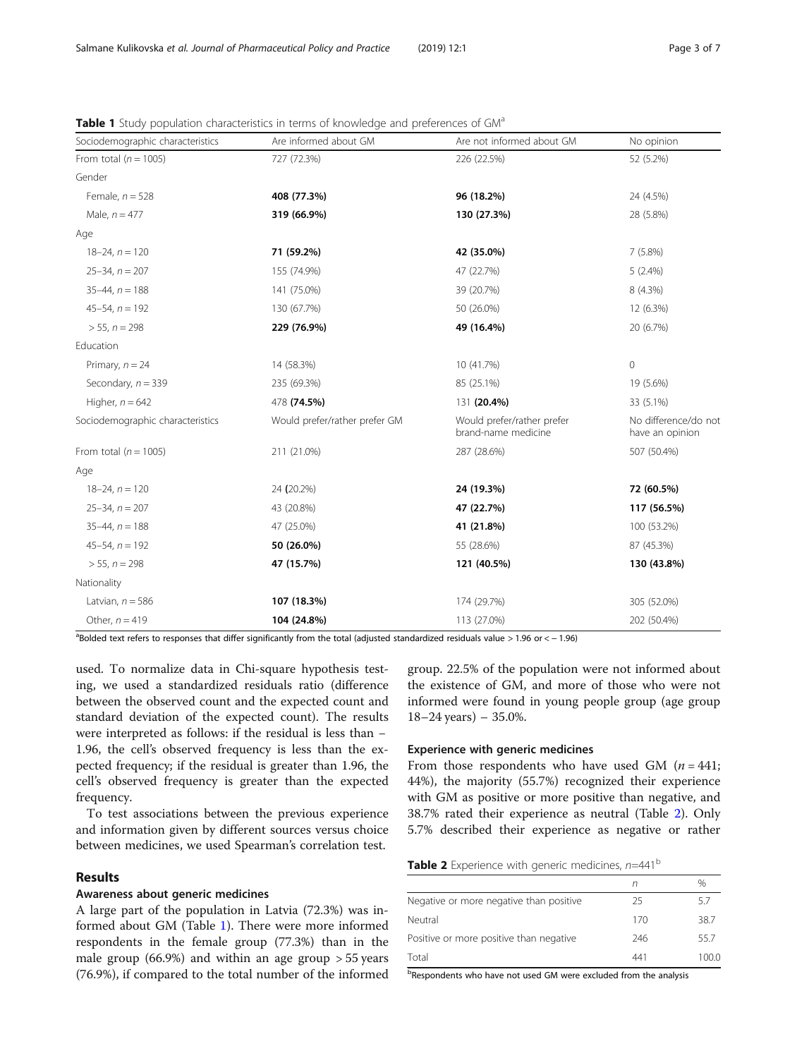**Table 1** Study population characteristics in terms of knowledge and preferences of GM[a]

| Sociodemographic characteristics | Are informed about GM | Are not informed about GM | No opinion |
|---|---|---|---|
| From total ($n = 1005$) | 727 (72.3%) | 226 (22.5%) | 52 (5.2%) |
| Gender | | | |
| Female, $n = 528$ | **408 (77.3%)** | **96 (18.2%)** | 24 (4.5%) |
| Male, $n = 477$ | **319 (66.9%)** | **130 (27.3%)** | 28 (5.8%) |
| Age | | | |
| 18–24, $n = 120$ | **71 (59.2%)** | **42 (35.0%)** | 7 (5.8%) |
| 25–34, $n = 207$ | 155 (74.9%) | 47 (22.7%) | 5 (2.4%) |
| 35–44, $n = 188$ | 141 (75.0%) | 39 (20.7%) | 8 (4.3%) |
| 45–54, $n = 192$ | 130 (67.7%) | 50 (26.0%) | 12 (6.3%) |
| > 55, $n = 298$ | **229 (76.9%)** | **49 (16.4%)** | 20 (6.7%) |
| Education | | | |
| Primary, $n = 24$ | 14 (58.3%) | 10 (41.7%) | 0 |
| Secondary, $n = 339$ | 235 (69.3%) | 85 (25.1%) | 19 (5.6%) |
| Higher, $n = 642$ | 478 **(74.5%)** | 131 **(20.4%)** | 33 (5.1%) |
| Sociodemographic characteristics | Would prefer/rather prefer GM | Would prefer/rather prefer brand-name medicine | No difference/do not have an opinion |
| From total ($n = 1005$) | 211 (21.0%) | 287 (28.6%) | 507 (50.4%) |
| Age | | | |
| 18–24, $n = 120$ | 24 **(**20.2%) | **24 (19.3%)** | **72 (60.5%)** |
| 25–34, $n = 207$ | 43 (20.8%) | **47 (22.7%)** | **117 (56.5%)** |
| 35–44, $n = 188$ | 47 (25.0%) | **41 (21.8%)** | 100 (53.2%) |
| 45–54, $n = 192$ | **50 (26.0%)** | 55 (28.6%) | 87 (45.3%) |
| > 55, $n = 298$ | **47 (15.7%)** | **121 (40.5%)** | **130 (43.8%)** |
| Nationality | | | |
| Latvian, $n = 586$ | **107 (18.3%)** | 174 (29.7%) | 305 (52.0%) |
| Other, $n = 419$ | **104 (24.8%)** | 113 (27.0%) | 202 (50.4%) |

[a]Bolded text refers to responses that differ significantly from the total (adjusted standardized residuals value > 1.96 or < − 1.96)

used. To normalize data in Chi-square hypothesis testing, we used a standardized residuals ratio (difference between the observed count and the expected count and standard deviation of the expected count). The results were interpreted as follows: if the residual is less than −1.96, the cell's observed frequency is less than the expected frequency; if the residual is greater than 1.96, the cell's observed frequency is greater than the expected frequency.

To test associations between the previous experience and information given by different sources versus choice between medicines, we used Spearman's correlation test.

## Results

### Awareness about generic medicines

A large part of the population in Latvia (72.3%) was informed about GM (Table 1). There were more informed respondents in the female group (77.3%) than in the male group (66.9%) and within an age group > 55 years (76.9%), if compared to the total number of the informed group. 22.5% of the population were not informed about the existence of GM, and more of those who were not informed were found in young people group (age group 18–24 years) – 35.0%.

### Experience with generic medicines

From those respondents who have used GM ($n = 441$; 44%), the majority (55.7%) recognized their experience with GM as positive or more positive than negative, and 38.7% rated their experience as neutral (Table 2). Only 5.7% described their experience as negative or rather

**Table 2** Experience with generic medicines, $n$=441[b]

| | $n$ | % |
|---|---|---|
| Negative or more negative than positive | 25 | 5.7 |
| Neutral | 170 | 38.7 |
| Positive or more positive than negative | 246 | 55.7 |
| Total | 441 | 100.0 |

[b]Respondents who have not used GM were excluded from the analysis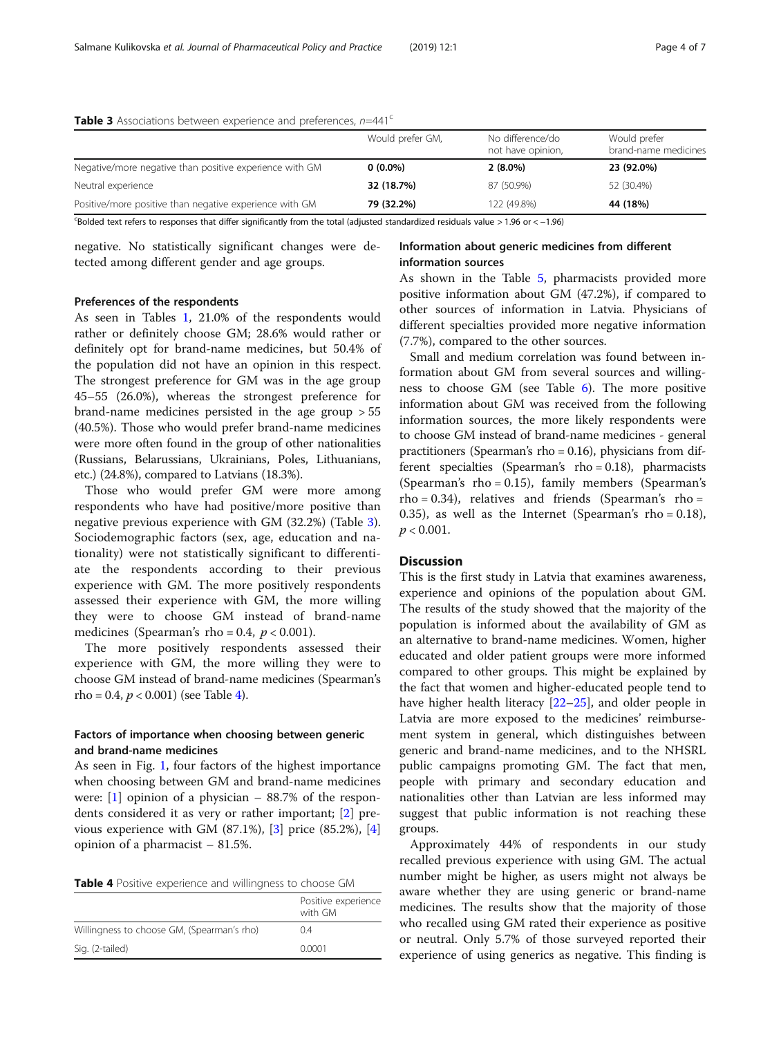**Table 3** Associations between experience and preferences, $n$=441[c]

| | Would prefer GM, | No difference/do not have opinion, | Would prefer brand-name medicines |
|---|---|---|---|
| Negative/more negative than positive experience with GM | **0 (0.0%)** | **2 (8.0%)** | **23 (92.0%)** |
| Neutral experience | **32 (18.7%)** | 87 (50.9%) | 52 (30.4%) |
| Positive/more positive than negative experience with GM | **79 (32.2%)** | 122 (49.8%) | **44 (18%)** |

[c]Bolded text refers to responses that differ significantly from the total (adjusted standardized residuals value > 1.96 or < −1.96)

negative. No statistically significant changes were detected among different gender and age groups.

### Preferences of the respondents

As seen in Tables 1, 21.0% of the respondents would rather or definitely choose GM; 28.6% would rather or definitely opt for brand-name medicines, but 50.4% of the population did not have an opinion in this respect. The strongest preference for GM was in the age group 45–55 (26.0%), whereas the strongest preference for brand-name medicines persisted in the age group > 55 (40.5%). Those who would prefer brand-name medicines were more often found in the group of other nationalities (Russians, Belarussians, Ukrainians, Poles, Lithuanians, etc.) (24.8%), compared to Latvians (18.3%).

Those who would prefer GM were more among respondents who have had positive/more positive than negative previous experience with GM (32.2%) (Table 3). Sociodemographic factors (sex, age, education and nationality) were not statistically significant to differentiate the respondents according to their previous experience with GM. The more positively respondents assessed their experience with GM, the more willing they were to choose GM instead of brand-name medicines (Spearman's rho = 0.4, $p < 0.001$).

The more positively respondents assessed their experience with GM, the more willing they were to choose GM instead of brand-name medicines (Spearman's rho = 0.4, $p < 0.001$) (see Table 4).

### Factors of importance when choosing between generic and brand-name medicines

As seen in Fig. 1, four factors of the highest importance when choosing between GM and brand-name medicines were: [1] opinion of a physician – 88.7% of the respondents considered it as very or rather important; [2] previous experience with GM (87.1%), [3] price (85.2%), [4] opinion of a pharmacist – 81.5%.

**Table 4** Positive experience and willingness to choose GM

| | Positive experience with GM |
|---|---|
| Willingness to choose GM, (Spearman's rho) | 0.4 |
| Sig. (2-tailed) | 0.0001 |

### Information about generic medicines from different information sources

As shown in the Table 5, pharmacists provided more positive information about GM (47.2%), if compared to other sources of information in Latvia. Physicians of different specialties provided more negative information (7.7%), compared to the other sources.

Small and medium correlation was found between information about GM from several sources and willingness to choose GM (see Table 6). The more positive information about GM was received from the following information sources, the more likely respondents were to choose GM instead of brand-name medicines - general practitioners (Spearman's rho = 0.16), physicians from different specialties (Spearman's rho = 0.18), pharmacists (Spearman's rho = 0.15), family members (Spearman's rho = 0.34), relatives and friends (Spearman's rho = 0.35), as well as the Internet (Spearman's rho = 0.18), $p < 0.001$.

## Discussion

This is the first study in Latvia that examines awareness, experience and opinions of the population about GM. The results of the study showed that the majority of the population is informed about the availability of GM as an alternative to brand-name medicines. Women, higher educated and older patient groups were more informed compared to other groups. This might be explained by the fact that women and higher-educated people tend to have higher health literacy [22–25], and older people in Latvia are more exposed to the medicines' reimbursement system in general, which distinguishes between generic and brand-name medicines, and to the NHSRL public campaigns promoting GM. The fact that men, people with primary and secondary education and nationalities other than Latvian are less informed may suggest that public information is not reaching these groups.

Approximately 44% of respondents in our study recalled previous experience with using GM. The actual number might be higher, as users might not always be aware whether they are using generic or brand-name medicines. The results show that the majority of those who recalled using GM rated their experience as positive or neutral. Only 5.7% of those surveyed reported their experience of using generics as negative. This finding is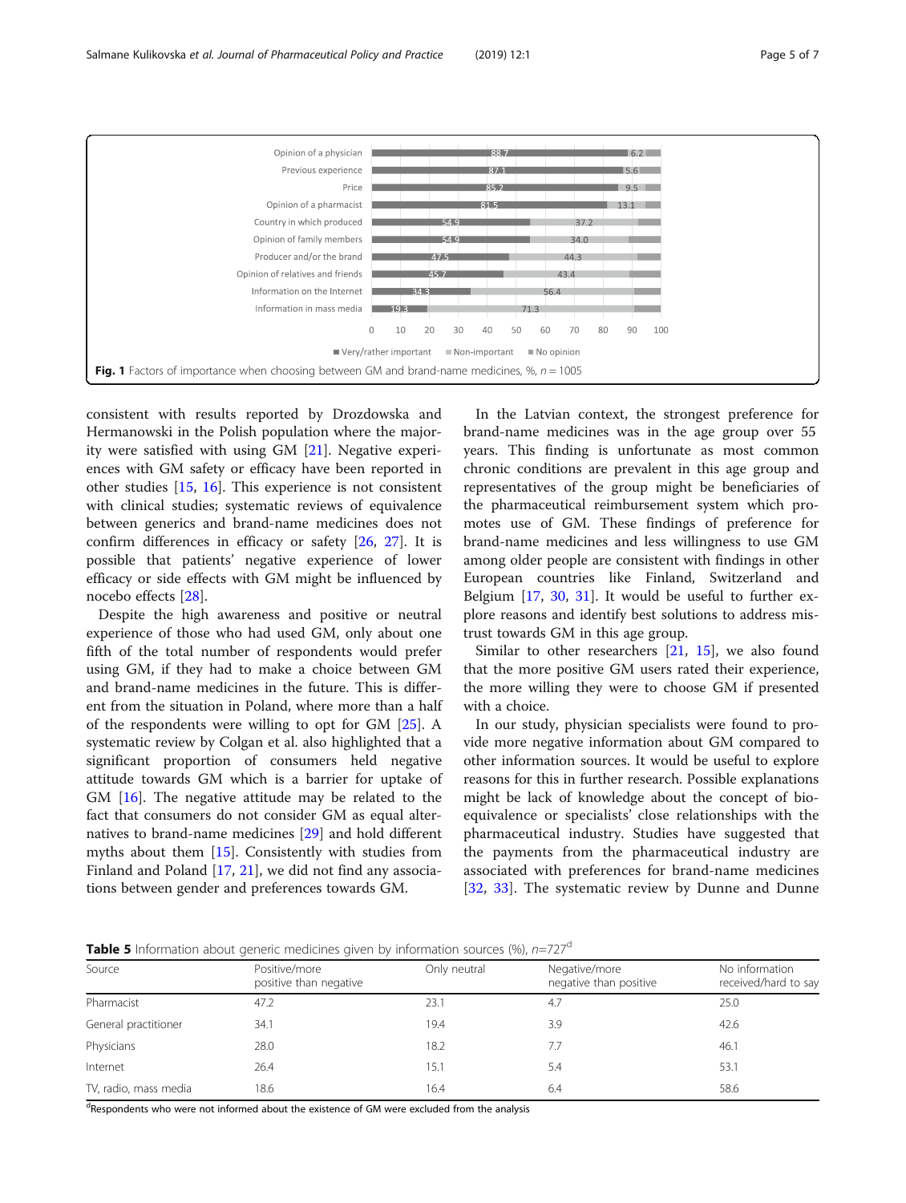**Fig. 1** Factors of importance when choosing between GM and brand-name medicines, %, $n = 1005$

consistent with results reported by Drozdowska and Hermanowski in the Polish population where the majority were satisfied with using GM [21]. Negative experiences with GM safety or efficacy have been reported in other studies [15, 16]. This experience is not consistent with clinical studies; systematic reviews of equivalence between generics and brand-name medicines does not confirm differences in efficacy or safety [26, 27]. It is possible that patients' negative experience of lower efficacy or side effects with GM might be influenced by nocebo effects [28].

Despite the high awareness and positive or neutral experience of those who had used GM, only about one fifth of the total number of respondents would prefer using GM, if they had to make a choice between GM and brand-name medicines in the future. This is different from the situation in Poland, where more than a half of the respondents were willing to opt for GM [25]. A systematic review by Colgan et al. also highlighted that a significant proportion of consumers held negative attitude towards GM which is a barrier for uptake of GM [16]. The negative attitude may be related to the fact that consumers do not consider GM as equal alternatives to brand-name medicines [29] and hold different myths about them [15]. Consistently with studies from Finland and Poland [17, 21], we did not find any associations between gender and preferences towards GM.

In the Latvian context, the strongest preference for brand-name medicines was in the age group over 55 years. This finding is unfortunate as most common chronic conditions are prevalent in this age group and representatives of the group might be beneficiaries of the pharmaceutical reimbursement system which promotes use of GM. These findings of preference for brand-name medicines and less willingness to use GM among older people are consistent with findings in other European countries like Finland, Switzerland and Belgium [17, 30, 31]. It would be useful to further explore reasons and identify best solutions to address mistrust towards GM in this age group.

Similar to other researchers [21, 15], we also found that the more positive GM users rated their experience, the more willing they were to choose GM if presented with a choice.

In our study, physician specialists were found to provide more negative information about GM compared to other information sources. It would be useful to explore reasons for this in further research. Possible explanations might be lack of knowledge about the concept of bioequivalence or specialists' close relationships with the pharmaceutical industry. Studies have suggested that the payments from the pharmaceutical industry are associated with preferences for brand-name medicines [32, 33]. The systematic review by Dunne and Dunne

**Table 5** Information about generic medicines given by information sources (%), $n=727$[d]

| Source | Positive/more positive than negative | Only neutral | Negative/more negative than positive | No information received/hard to say |
|---|---|---|---|---|
| Pharmacist | 47.2 | 23.1 | 4.7 | 25.0 |
| General practitioner | 34.1 | 19.4 | 3.9 | 42.6 |
| Physicians | 28.0 | 18.2 | 7.7 | 46.1 |
| Internet | 26.4 | 15.1 | 5.4 | 53.1 |
| TV, radio, mass media | 18.6 | 16.4 | 6.4 | 58.6 |

[d]Respondents who were not informed about the existence of GM were excluded from the analysis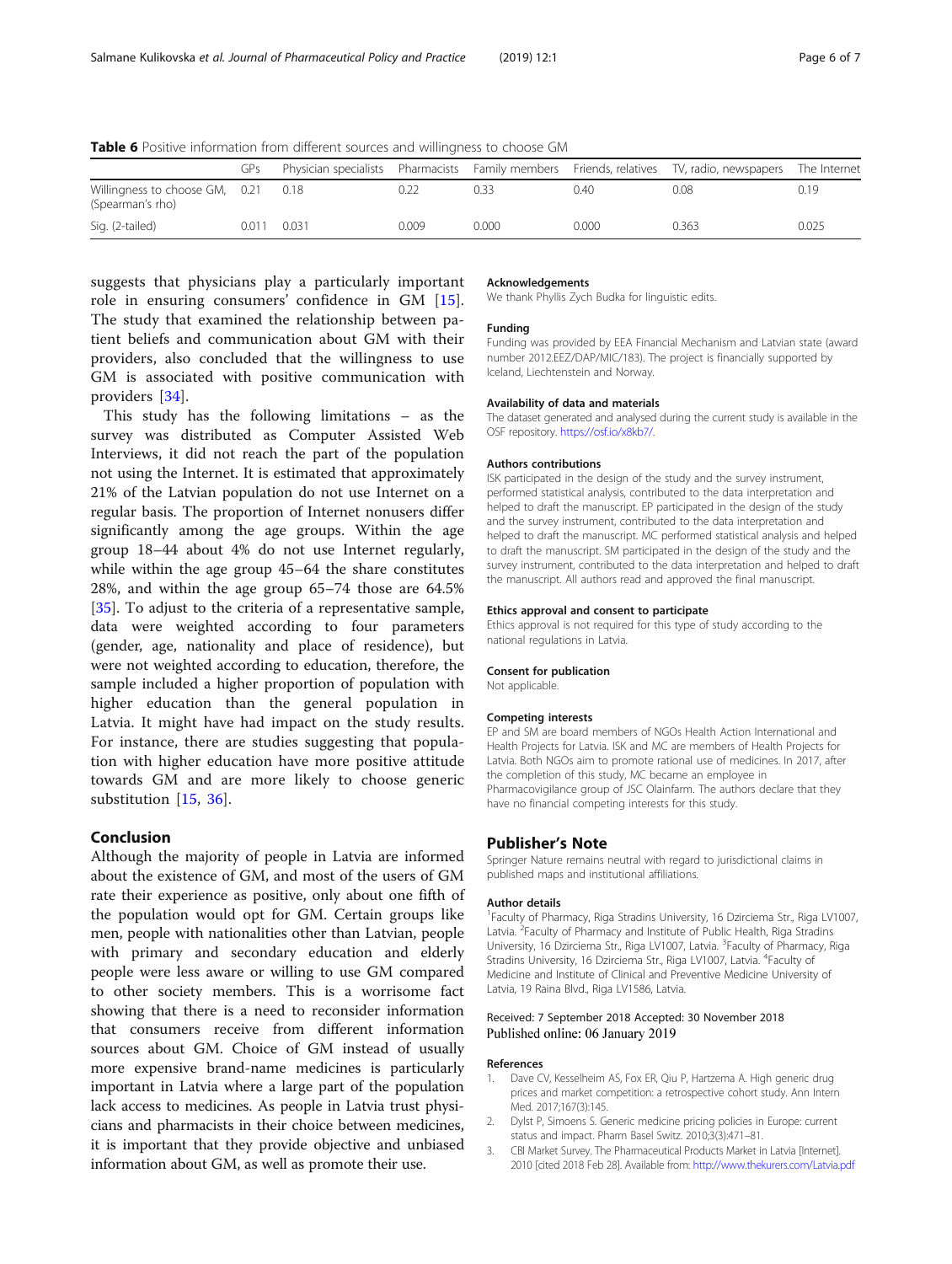**Table 6** Positive information from different sources and willingness to choose GM

| | GPs | Physician specialists | Pharmacists | Family members | Friends, relatives | TV, radio, newspapers | The Internet |
|---|---|---|---|---|---|---|---|
| Willingness to choose GM, (Spearman's rho) | 0.21 | 0.18 | 0.22 | 0.33 | 0.40 | 0.08 | 0.19 |
| Sig. (2-tailed) | 0.011 | 0.031 | 0.009 | 0.000 | 0.000 | 0.363 | 0.025 |

suggests that physicians play a particularly important role in ensuring consumers' confidence in GM [15]. The study that examined the relationship between patient beliefs and communication about GM with their providers, also concluded that the willingness to use GM is associated with positive communication with providers [34].

This study has the following limitations – as the survey was distributed as Computer Assisted Web Interviews, it did not reach the part of the population not using the Internet. It is estimated that approximately 21% of the Latvian population do not use Internet on a regular basis. The proportion of Internet nonusers differ significantly among the age groups. Within the age group 18–44 about 4% do not use Internet regularly, while within the age group 45–64 the share constitutes 28%, and within the age group 65–74 those are 64.5% [35]. To adjust to the criteria of a representative sample, data were weighted according to four parameters (gender, age, nationality and place of residence), but were not weighted according to education, therefore, the sample included a higher proportion of population with higher education than the general population in Latvia. It might have had impact on the study results. For instance, there are studies suggesting that population with higher education have more positive attitude towards GM and are more likely to choose generic substitution [15, 36].

## Conclusion

Although the majority of people in Latvia are informed about the existence of GM, and most of the users of GM rate their experience as positive, only about one fifth of the population would opt for GM. Certain groups like men, people with nationalities other than Latvian, people with primary and secondary education and elderly people were less aware or willing to use GM compared to other society members. This is a worrisome fact showing that there is a need to reconsider information that consumers receive from different information sources about GM. Choice of GM instead of usually more expensive brand-name medicines is particularly important in Latvia where a large part of the population lack access to medicines. As people in Latvia trust physicians and pharmacists in their choice between medicines, it is important that they provide objective and unbiased information about GM, as well as promote their use.

#### Acknowledgements

We thank Phyllis Zych Budka for linguistic edits.

#### Funding

Funding was provided by EEA Financial Mechanism and Latvian state (award number 2012.EEZ/DAP/MIC/183). The project is financially supported by Iceland, Liechtenstein and Norway.

#### Availability of data and materials

The dataset generated and analysed during the current study is available in the OSF repository. https://osf.io/x8kb7/.

#### Authors contributions

ISK participated in the design of the study and the survey instrument, performed statistical analysis, contributed to the data interpretation and helped to draft the manuscript. EP participated in the design of the study and the survey instrument, contributed to the data interpretation and helped to draft the manuscript. MC performed statistical analysis and helped to draft the manuscript. SM participated in the design of the study and the survey instrument, contributed to the data interpretation and helped to draft the manuscript. All authors read and approved the final manuscript.

#### Ethics approval and consent to participate

Ethics approval is not required for this type of study according to the national regulations in Latvia.

#### Consent for publication

Not applicable.

#### Competing interests

EP and SM are board members of NGOs Health Action International and Health Projects for Latvia. ISK and MC are members of Health Projects for Latvia. Both NGOs aim to promote rational use of medicines. In 2017, after the completion of this study, MC became an employee in Pharmacovigilance group of JSC Olainfarm. The authors declare that they have no financial competing interests for this study.

## Publisher's Note

Springer Nature remains neutral with regard to jurisdictional claims in published maps and institutional affiliations.

#### Author details

[1]Faculty of Pharmacy, Riga Stradins University, 16 Dzirciema Str., Riga LV1007, Latvia. [2]Faculty of Pharmacy and Institute of Public Health, Riga Stradins University, 16 Dzirciema Str., Riga LV1007, Latvia. [3]Faculty of Pharmacy, Riga Stradins University, 16 Dzirciema Str., Riga LV1007, Latvia. [4]Faculty of Medicine and Institute of Clinical and Preventive Medicine University of Latvia, 19 Raina Blvd., Riga LV1586, Latvia.

Received: 7 September 2018 Accepted: 30 November 2018
Published online: 06 January 2019

#### References

1. Dave CV, Kesselheim AS, Fox ER, Qiu P, Hartzema A. High generic drug prices and market competition: a retrospective cohort study. Ann Intern Med. 2017;167(3):145.
2. Dylst P, Simoens S. Generic medicine pricing policies in Europe: current status and impact. Pharm Basel Switz. 2010;3(3):471–81.
3. CBI Market Survey. The Pharmaceutical Products Market in Latvia [Internet]. 2010 [cited 2018 Feb 28]. Available from: http://www.thekurers.com/Latvia.pdf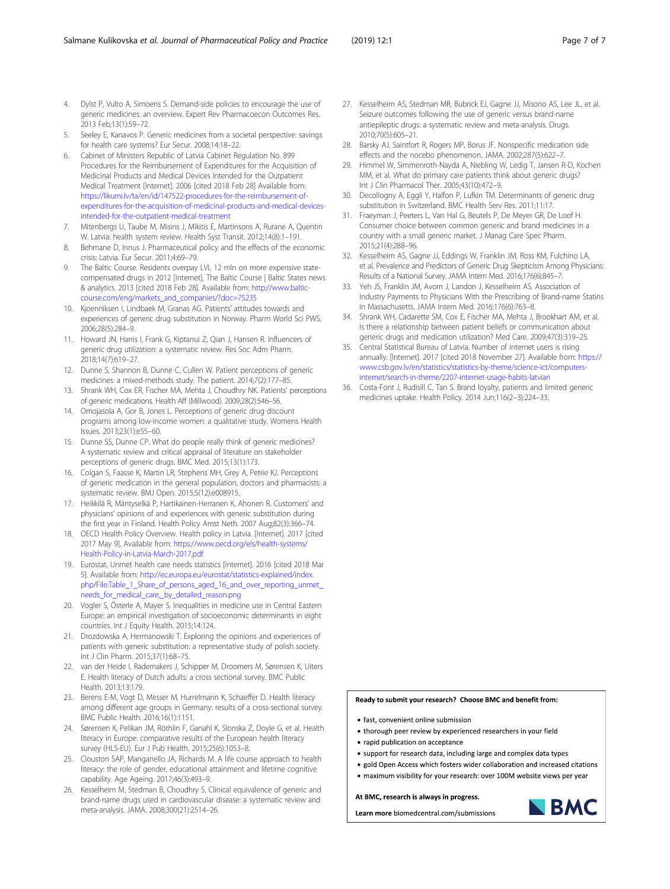4. Dylst P, Vulto A, Simoens S. Demand-side policies to encourage the use of generic medicines: an overview. Expert Rev Pharmacoecon Outcomes Res. 2013 Feb;13(1):59–72.
5. Seeley E, Kanavos P. Generic medicines from a societal perspective: savings for health care systems? Eur Secur. 2008;14:18–22.
6. Cabinet of Ministers Republic of Latvia Cabinet Regulation No. 899 Procedures for the Reimbursement of Expenditures for the Acquisition of Medicinal Products and Medical Devices Intended for the Outpatient Medical Treatment [Internet]. 2006 [cited 2018 Feb 28] Available from: https://likumi.lv/ta/en/id/147522-procedures-for-the-reimbursement-of-expenditures-for-the-acquisition-of-medicinal-products-and-medical-devices-intended-for-the-outpatient-medical-treatment
7. Mitenbergs U, Taube M, Misins J, Mikitis E, Martinsons A, Rurane A, Quentin W. Latvia: health system review. Health Syst Transit. 2012;14(8):1–191.
8. Behmane D, Innus J. Pharmaceutical policy and the effects of the economic crisis: Latvia. Eur Secur. 2011;4:69–79.
9. The Baltic Course. Residents overpay LVL 12 mln on more expensive state-compensated drugs in 2012 [Internet]. The Baltic Course | Baltic States news & analytics. 2013 [cited 2018 Feb 28]. Available from: http://www.baltic-course.com/eng/markets_and_companies/?doc=75235
10. Kjoenniksen I, Lindbaek M, Granas AG. Patients' attitudes towards and experiences of generic drug substitution in Norway. Pharm World Sci PWS. 2006;28(5):284–9.
11. Howard JN, Harris I, Frank G, Kiptanui Z, Qian J, Hansen R. Influencers of generic drug utilization: a systematic review. Res Soc Adm Pharm. 2018;14(7):619–27.
12. Dunne S, Shannon B, Dunne C, Cullen W. Patient perceptions of generic medicines: a mixed-methods study. The patient. 2014;7(2):177–85.
13. Shrank WH, Cox ER, Fischer MA, Mehta J, Choudhry NK. Patients' perceptions of generic medications. Health Aff (Millwood). 2009;28(2):546–56.
14. Omojasola A, Gor B, Jones L. Perceptions of generic drug discount programs among low-income women: a qualitative study. Womens Health Issues. 2013;23(1):e55–60.
15. Dunne SS, Dunne CP. What do people really think of generic medicines? A systematic review and critical appraisal of literature on stakeholder perceptions of generic drugs. BMC Med. 2015;13(1):173.
16. Colgan S, Faasse K, Martin LR, Stephens MH, Grey A, Petrie KJ. Perceptions of generic medication in the general population, doctors and pharmacists: a systematic review. BMJ Open. 2015;5(12):e008915.
17. Heikkilä R, Mäntyselkä P, Hartikainen-Herranen K, Ahonen R. Customers' and physicians' opinions of and experiences with generic substitution during the first year in Finland. Health Policy Amst Neth. 2007 Aug;82(3):366–74.
18. OECD Health Policy Overview. Health policy in Latvia. [Internet]. 2017 [cited 2017 May 9]. Available from: https://www.oecd.org/els/health-systems/Health-Policy-in-Latvia-March-2017.pdf
19. Eurostat. Unmet health care needs statistics [Internet]. 2016 [cited 2018 Mar 5]. Available from: http://ec.europa.eu/eurostat/statistics-explained/index.php/File:Table_1_Share_of_persons_aged_16_and_over_reporting_unmet_needs_for_medical_care,_by_detailed_reason.png
20. Vogler S, Österle A, Mayer S. Inequalities in medicine use in Central Eastern Europe: an empirical investigation of socioeconomic determinants in eight countries. Int J Equity Health. 2015;14:124.
21. Drozdowska A, Hermanowski T. Exploring the opinions and experiences of patients with generic substitution: a representative study of polish society. Int J Clin Pharm. 2015;37(1):68–75.
22. van der Heide I, Rademakers J, Schipper M, Droomers M, Sørensen K, Uiters E. Health literacy of Dutch adults: a cross sectional survey. BMC Public Health. 2013;13:179.
23. Berens E-M, Vogt D, Messer M, Hurrelmann K, Schaeffer D. Health literacy among different age groups in Germany: results of a cross-sectional survey. BMC Public Health. 2016;16(1):1151.
24. Sørensen K, Pelikan JM, Röthlin F, Ganahl K, Slonska Z, Doyle G, et al. Health literacy in Europe: comparative results of the European health literacy survey (HLS-EU). Eur J Pub Health. 2015;25(6):1053–8.
25. Clouston SAP, Manganello JA, Richards M. A life course approach to health literacy: the role of gender, educational attainment and lifetime cognitive capability. Age Ageing. 2017;46(3):493–9.
26. Kesselheim M, Stedman B, Choudhry S. Clinical equivalence of generic and brand-name drugs used in cardiovascular disease: a systematic review and meta-analysis. JAMA. 2008;300(21):2514–26.
27. Kesselheim AS, Stedman MR, Bubrick EJ, Gagne JJ, Misono AS, Lee JL, et al. Seizure outcomes following the use of generic versus brand-name antiepileptic drugs: a systematic review and meta-analysis. Drugs. 2010;70(5):605–21.
28. Barsky AJ, Saintfort R, Rogers MP, Borus JF. Nonspecific medication side effects and the nocebo phenomenon. JAMA. 2002;287(5):622–7.
29. Himmel W, Simmenroth-Nayda A, Niebling W, Ledig T, Jansen R-D, Kochen MM, et al. What do primary care patients think about generic drugs? Int J Clin Pharmacol Ther. 2005;43(10):472–9.
30. Decollogny A, Eggli Y, Halfon P, Lufkin TM. Determinants of generic drug substitution in Switzerland. BMC Health Serv Res. 2011;11:17.
31. Fraeyman J, Peeters L, Van Hal G, Beutels P, De Meyer GR, De Loof H. Consumer choice between common generic and brand medicines in a country with a small generic market. J Manag Care Spec Pharm. 2015;21(4):288–96.
32. Kesselheim AS, Gagne JJ, Eddings W, Franklin JM, Ross KM, Fulchino LA, et al. Prevalence and Predictors of Generic Drug Skepticism Among Physicians: Results of a National Survey. JAMA Intern Med. 2016;176(6):845–7.
33. Yeh JS, Franklin JM, Avorn J, Landon J, Kesselheim AS. Association of Industry Payments to Physicians With the Prescribing of Brand-name Statins in Massachusetts. JAMA Intern Med. 2016;176(6):763–8.
34. Shrank WH, Cadarette SM, Cox E, Fischer MA, Mehta J, Brookhart AM, et al. Is there a relationship between patient beliefs or communication about generic drugs and medication utilization? Med Care. 2009;47(3):319–25.
35. Central Statistical Bureau of Latvia. Number of internet users is rising annually. [Internet]. 2017 [cited 2018 November 27]. Available from: https://www.csb.gov.lv/en/statistics/statistics-by-theme/science-ict/computers-internet/search-in-theme/2207-internet-usage-habits-latvian
36. Costa-Font J, Rudisill C, Tan S. Brand loyalty, patients and limited generic medicines uptake. Health Policy. 2014 Jun;116(2–3):224–33.

**Ready to submit your research? Choose BMC and benefit from:**

- fast, convenient online submission
- thorough peer review by experienced researchers in your field
- rapid publication on acceptance
- support for research data, including large and complex data types
- gold Open Access which fosters wider collaboration and increased citations
- maximum visibility for your research: over 100M website views per year

**At BMC, research is always in progress.**

**Learn more** biomedcentral.com/submissions

BMC